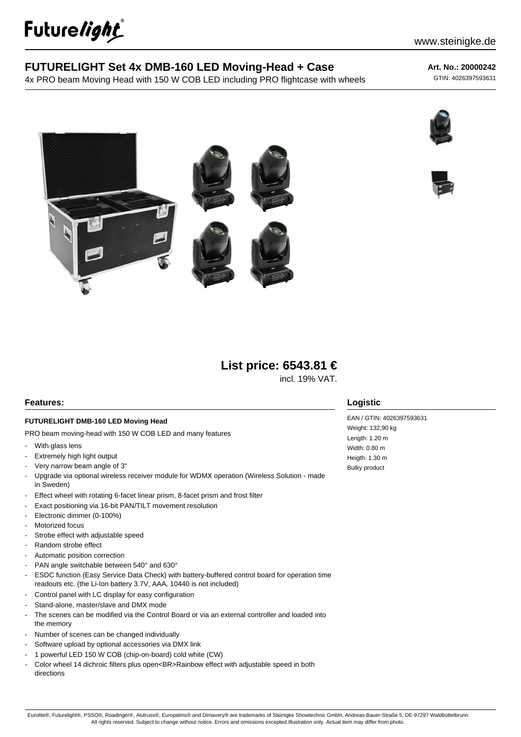# FUTURELIGHT Set 4x DMB-160 LED Moving-Head + Case

4x PRO beam Moving Head with 150 W COB LED including PRO flightcase with wheels

**Art. No.: 20000242**

GTIN: 4026397593631

## List price: 6543.81 €

incl. 19% VAT.

## Features:

**FUTURELIGHT DMB-160 LED Moving Head**

PRO beam moving-head with 150 W COB LED and many features

- With glass lens
- Extremely high light output
- Very narrow beam angle of 3°
- Upgrade via optional wireless receiver module for WDMX operation (Wireless Solution - made in Sweden)
- Effect wheel with rotating 6-facet linear prism, 8-facet prism and frost filter
- Exact positioning via 16-bit PAN/TILT movement resolution
- Electronic dimmer (0-100%)
- Motorized focus
- Strobe effect with adjustable speed
- Random strobe effect
- Automatic position correction
- PAN angle switchable between 540° and 630°
- ESDC function (Easy Service Data Check) with battery-buffered control board for operation time readouts etc. (the Li-Ion battery 3.7V, AAA, 10440 is not included)
- Control panel with LC display for easy configuration
- Stand-alone, master/slave and DMX mode
- The scenes can be modified via the Control Board or via an external controller and loaded into the memory
- Number of scenes can be changed individually
- Software upload by optional accessories via DMX link
- 1 powerful LED 150 W COB (chip-on-board) cold white (CW)
- Color wheel 14 dichroic filters plus open<BR>Rainbow effect with adjustable speed in both directions

## Logistic

EAN / GTIN: 4026397593631
Weight: 132,90 kg
Length: 1.20 m
Width: 0.80 m
Heigth: 1.30 m
Bulky product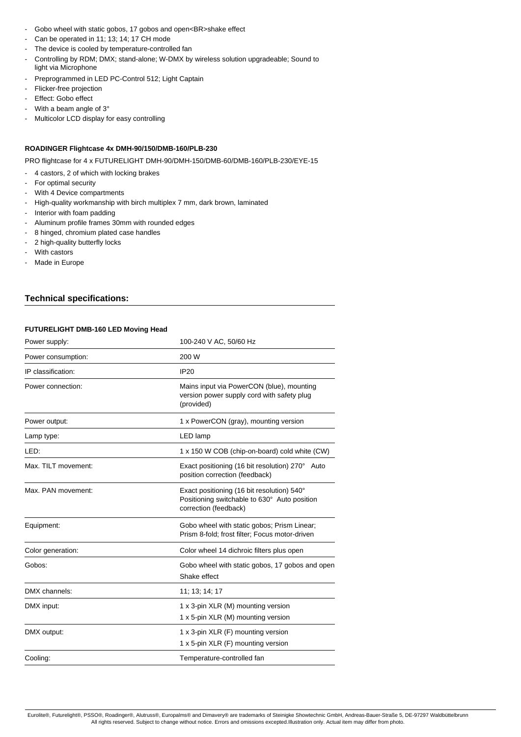- Gobo wheel with static gobos, 17 gobos and open<BR>shake effect
- Can be operated in 11; 13; 14; 17 CH mode
- The device is cooled by temperature-controlled fan
- Controlling by RDM; DMX; stand-alone; W-DMX by wireless solution upgradeable; Sound to light via Microphone
- Preprogrammed in LED PC-Control 512; Light Captain
- Flicker-free projection
- Effect: Gobo effect
- With a beam angle of 3°
- Multicolor LCD display for easy controlling

**ROADINGER Flightcase 4x DMH-90/150/DMB-160/PLB-230**

PRO flightcase for 4 x FUTURELIGHT DMH-90/DMH-150/DMB-60/DMB-160/PLB-230/EYE-15

- 4 castors, 2 of which with locking brakes
- For optimal security
- With 4 Device compartments
- High-quality workmanship with birch multiplex 7 mm, dark brown, laminated
- Interior with foam padding
- Aluminum profile frames 30mm with rounded edges
- 8 hinged, chromium plated case handles
- 2 high-quality butterfly locks
- With castors
- Made in Europe

## Technical specifications:

**FUTURELIGHT DMB-160 LED Moving Head**

| | |
|---|---|
| Power supply: | 100-240 V AC, 50/60 Hz |
| Power consumption: | 200 W |
| IP classification: | IP20 |
| Power connection: | Mains input via PowerCON (blue), mounting version power supply cord with safety plug (provided) |
| Power output: | 1 x PowerCON (gray), mounting version |
| Lamp type: | LED lamp |
| LED: | 1 x 150 W COB (chip-on-board) cold white (CW) |
| Max. TILT movement: | Exact positioning (16 bit resolution) 270° Auto position correction (feedback) |
| Max. PAN movement: | Exact positioning (16 bit resolution) 540° Positioning switchable to 630° Auto position correction (feedback) |
| Equipment: | Gobo wheel with static gobos; Prism Linear; Prism 8-fold; frost filter; Focus motor-driven |
| Color generation: | Color wheel 14 dichroic filters plus open |
| Gobos: | Gobo wheel with static gobos, 17 gobos and open Shake effect |
| DMX channels: | 11; 13; 14; 17 |
| DMX input: | 1 x 3-pin XLR (M) mounting version 1 x 5-pin XLR (M) mounting version |
| DMX output: | 1 x 3-pin XLR (F) mounting version 1 x 5-pin XLR (F) mounting version |
| Cooling: | Temperature-controlled fan |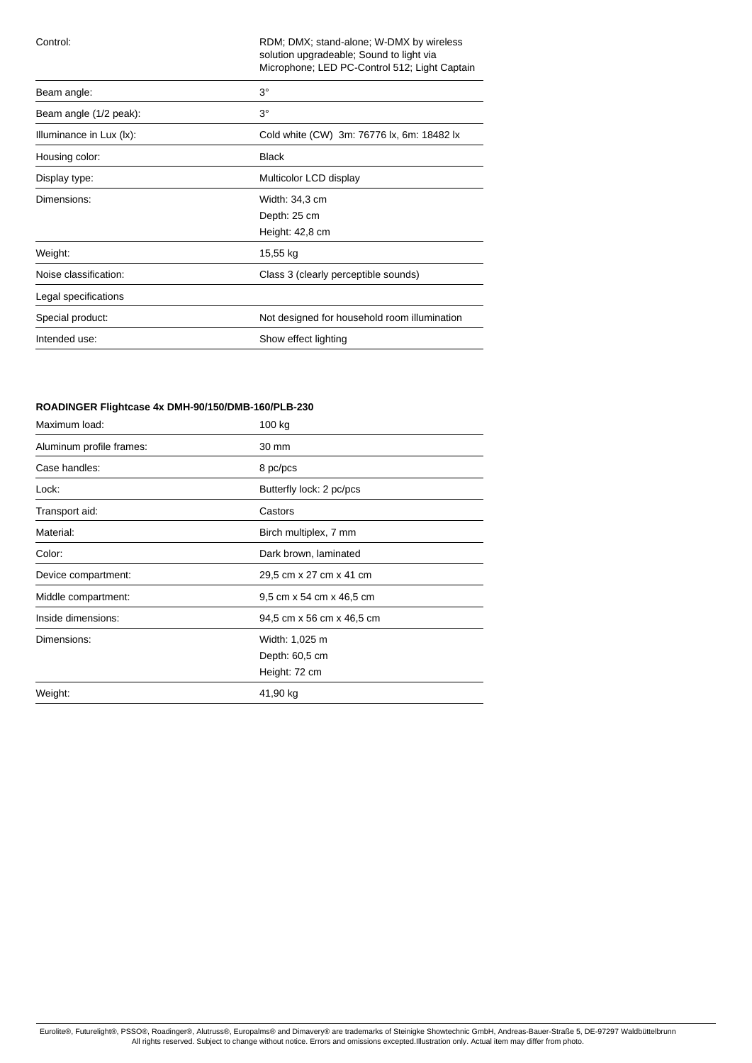| | |
|---|---|
| Control: | RDM; DMX; stand-alone; W-DMX by wireless solution upgradeable; Sound to light via Microphone; LED PC-Control 512; Light Captain |
| Beam angle: | 3° |
| Beam angle (1/2 peak): | 3° |
| Illuminance in Lux (lx): | Cold white (CW) 3m: 76776 lx, 6m: 18482 lx |
| Housing color: | Black |
| Display type: | Multicolor LCD display |
| Dimensions: | Width: 34,3 cm<br>Depth: 25 cm<br>Height: 42,8 cm |
| Weight: | 15,55 kg |
| Noise classification: | Class 3 (clearly perceptible sounds) |
| Legal specifications | |
| Special product: | Not designed for household room illumination |
| Intended use: | Show effect lighting |

**ROADINGER Flightcase 4x DMH-90/150/DMB-160/PLB-230**

| | |
|---|---|
| Maximum load: | 100 kg |
| Aluminum profile frames: | 30 mm |
| Case handles: | 8 pc/pcs |
| Lock: | Butterfly lock: 2 pc/pcs |
| Transport aid: | Castors |
| Material: | Birch multiplex, 7 mm |
| Color: | Dark brown, laminated |
| Device compartment: | 29,5 cm x 27 cm x 41 cm |
| Middle compartment: | 9,5 cm x 54 cm x 46,5 cm |
| Inside dimensions: | 94,5 cm x 56 cm x 46,5 cm |
| Dimensions: | Width: 1,025 m<br>Depth: 60,5 cm<br>Height: 72 cm |
| Weight: | 41,90 kg |

Eurolite®, Futurelight®, PSSO®, Roadinger®, Alutruss®, Europalms® and Dimavery® are trademarks of Steinigke Showtechnic GmbH, Andreas-Bauer-Straße 5, DE-97297 Waldbüttelbrunn
All rights reserved. Subject to change without notice. Errors and omissions excepted.Illustration only. Actual item may differ from photo.